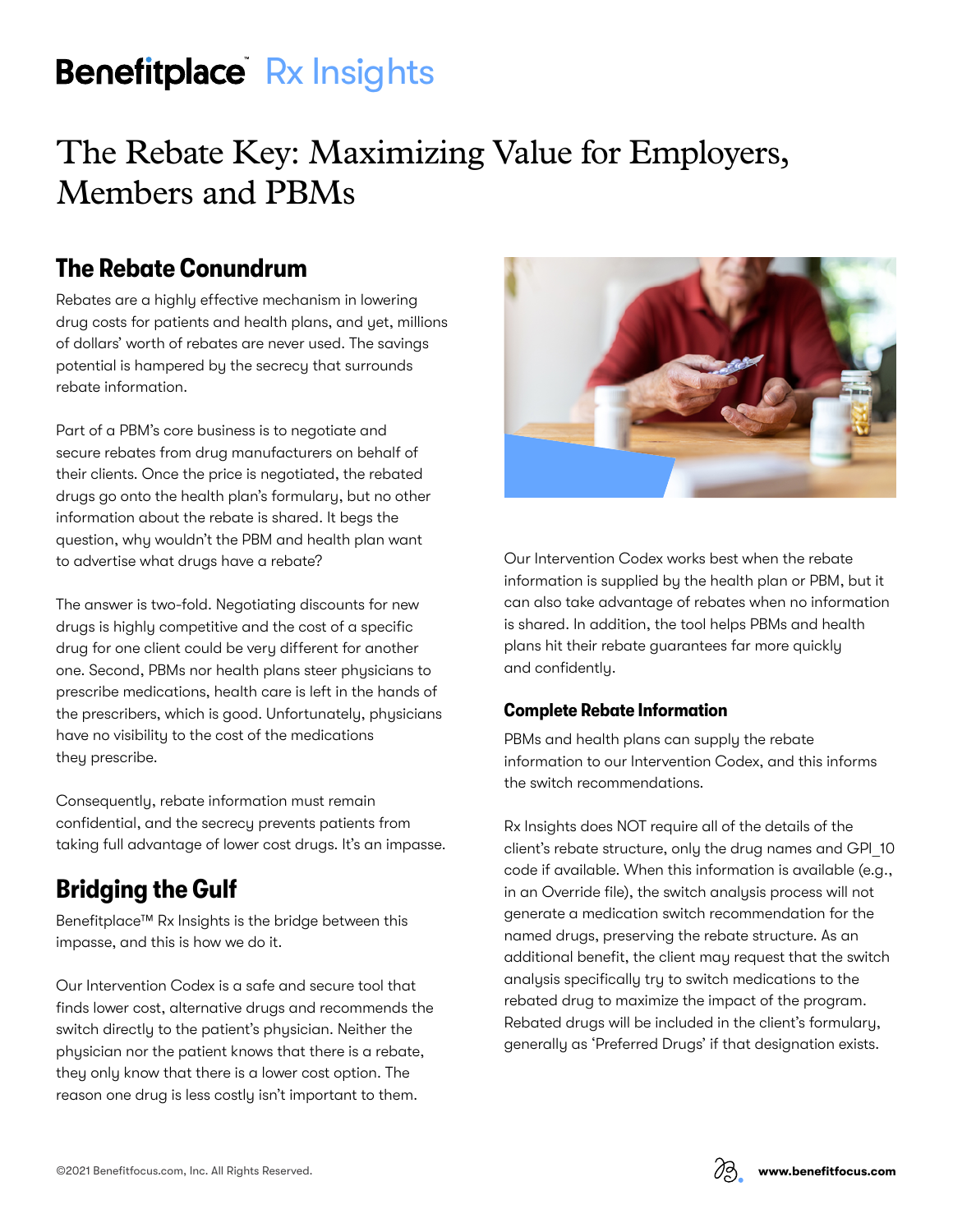# Benefitplace™ Rx Insights

# The Rebate Key: Maximizing Value for Employers, Members and PBMs

## The Rebate Conundrum

Rebates are a highly effective mechanism in lowering drug costs for patients and health plans, and yet, millions of dollars' worth of rebates are never used. The savings potential is hampered by the secrecy that surrounds rebate information.

Part of a PBM's core business is to negotiate and secure rebates from drug manufacturers on behalf of their clients. Once the price is negotiated, the rebated drugs go onto the health plan's formulary, but no other information about the rebate is shared. It begs the question, why wouldn't the PBM and health plan want to advertise what drugs have a rebate?

The answer is two-fold. Negotiating discounts for new drugs is highly competitive and the cost of a specific drug for one client could be very different for another one. Second, PBMs nor health plans steer physicians to prescribe medications, health care is left in the hands of the prescribers, which is good. Unfortunately, physicians have no visibility to the cost of the medications they prescribe.

Consequently, rebate information must remain confidential, and the secrecy prevents patients from taking full advantage of lower cost drugs. It's an impasse.

## Bridging the Gulf

Benefitplace™ Rx Insights is the bridge between this impasse, and this is how we do it.

Our Intervention Codex is a safe and secure tool that finds lower cost, alternative drugs and recommends the switch directly to the patient's physician. Neither the physician nor the patient knows that there is a rebate, they only know that there is a lower cost option. The reason one drug is less costly isn't important to them.

Our Intervention Codex works best when the rebate information is supplied by the health plan or PBM, but it can also take advantage of rebates when no information is shared. In addition, the tool helps PBMs and health plans hit their rebate guarantees far more quickly and confidently.

### Complete Rebate Information

PBMs and health plans can supply the rebate information to our Intervention Codex, and this informs the switch recommendations.

Rx Insights does NOT require all of the details of the client's rebate structure, only the drug names and GPI_10 code if available. When this information is available (e.g., in an Override file), the switch analysis process will not generate a medication switch recommendation for the named drugs, preserving the rebate structure. As an additional benefit, the client may request that the switch analysis specifically try to switch medications to the rebated drug to maximize the impact of the program. Rebated drugs will be included in the client's formulary, generally as 'Preferred Drugs' if that designation exists.

©2021 Benefitfocus.com, Inc. All Rights Reserved.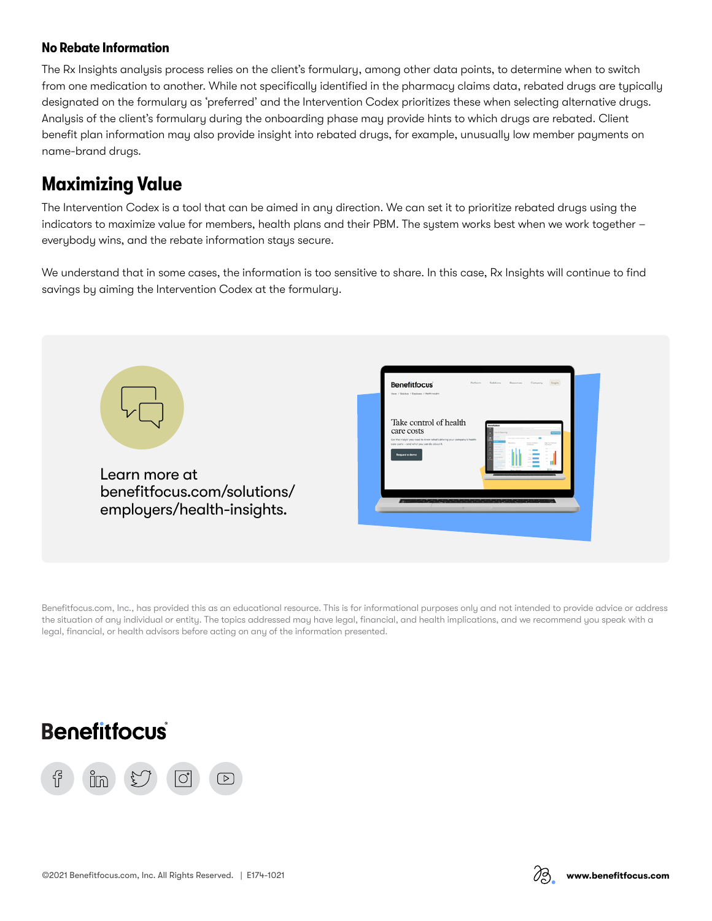### No Rebate Information

The Rx Insights analysis process relies on the client's formulary, among other data points, to determine when to switch from one medication to another. While not specifically identified in the pharmacy claims data, rebated drugs are typically designated on the formulary as 'preferred' and the Intervention Codex prioritizes these when selecting alternative drugs. Analysis of the client's formulary during the onboarding phase may provide hints to which drugs are rebated. Client benefit plan information may also provide insight into rebated drugs, for example, unusually low member payments on name-brand drugs.

## Maximizing Value

The Intervention Codex is a tool that can be aimed in any direction. We can set it to prioritize rebated drugs using the indicators to maximize value for members, health plans and their PBM. The system works best when we work together – everybody wins, and the rebate information stays secure.

We understand that in some cases, the information is too sensitive to share. In this case, Rx Insights will continue to find savings by aiming the Intervention Codex at the formulary.

Learn more at benefitfocus.com/solutions/employers/health-insights.

Benefitfocus.com, Inc., has provided this as an educational resource. This is for informational purposes only and not intended to provide advice or address the situation of any individual or entity. The topics addressed may have legal, financial, and health implications, and we recommend you speak with a legal, financial, or health advisors before acting on any of the information presented.

Benefitfocus

©2021 Benefitfocus.com, Inc. All Rights Reserved. | E174-1021

www.benefitfocus.com